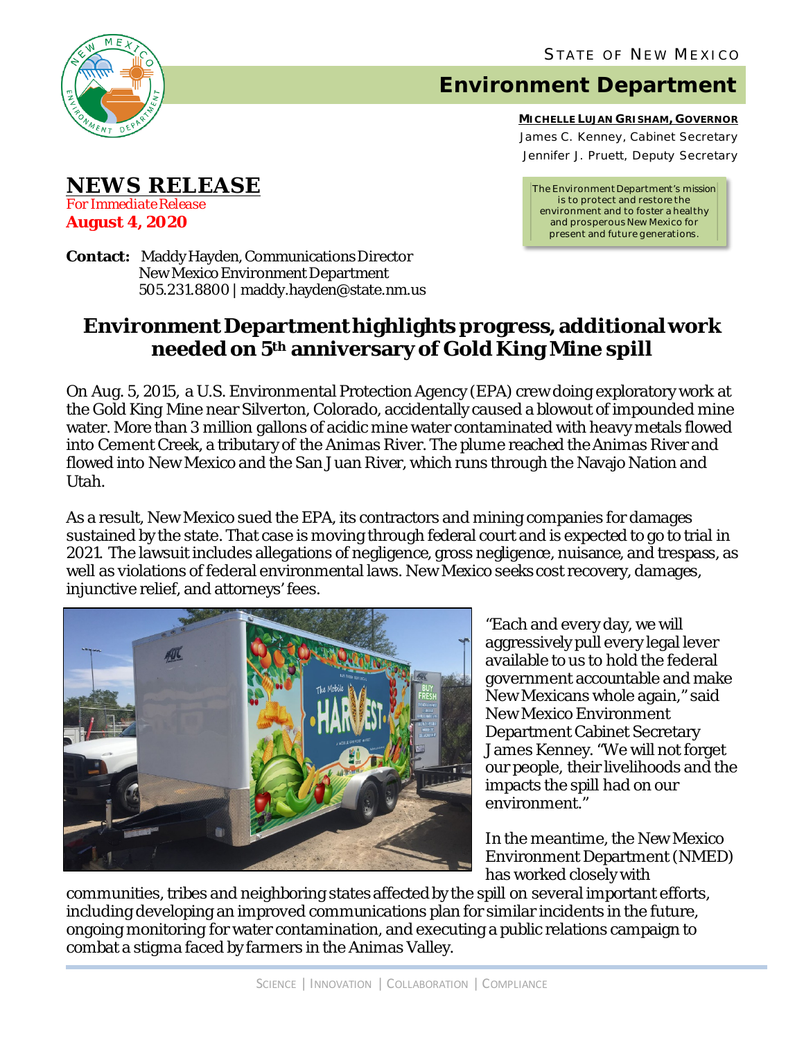STATE OF NEW MEXICO

# Environment Department

**MICHELLE LUJAN GRISHAM, GOVERNOR**

James C. Kenney, Cabinet Secretary

Jennifer J. Pruett, Deputy Secretary

The Environment Department's mission is to protect and restore the environment and to foster a healthy and prosperous New Mexico for present and future generations.

## NEWS RELEASE

*For Immediate Release*

**August 4, 2020**

**Contact:** Maddy Hayden, Communications Director
New Mexico Environment Department
505.231.8800 | maddy.hayden@state.nm.us

# Environment Department highlights progress, additional work needed on 5th anniversary of Gold King Mine spill

On Aug. 5, 2015, a U.S. Environmental Protection Agency (EPA) crew doing exploratory work at the Gold King Mine near Silverton, Colorado, accidentally caused a blowout of impounded mine water. More than 3 million gallons of acidic mine water contaminated with heavy metals flowed into Cement Creek, a tributary of the Animas River. The plume reached the Animas River and flowed into New Mexico and the San Juan River, which runs through the Navajo Nation and Utah.

As a result, New Mexico sued the EPA, its contractors and mining companies for damages sustained by the state. That case is moving through federal court and is expected to go to trial in 2021. The lawsuit includes allegations of negligence, gross negligence, nuisance, and trespass, as well as violations of federal environmental laws. New Mexico seeks cost recovery, damages, injunctive relief, and attorneys' fees.

"Each and every day, we will aggressively pull every legal lever available to us to hold the federal government accountable and make New Mexicans whole again," said New Mexico Environment Department Cabinet Secretary James Kenney. "We will not forget our people, their livelihoods and the impacts the spill had on our environment."

In the meantime, the New Mexico Environment Department (NMED) has worked closely with communities, tribes and neighboring states affected by the spill on several important efforts, including developing an improved communications plan for similar incidents in the future, ongoing monitoring for water contamination, and executing a public relations campaign to combat a stigma faced by farmers in the Animas Valley.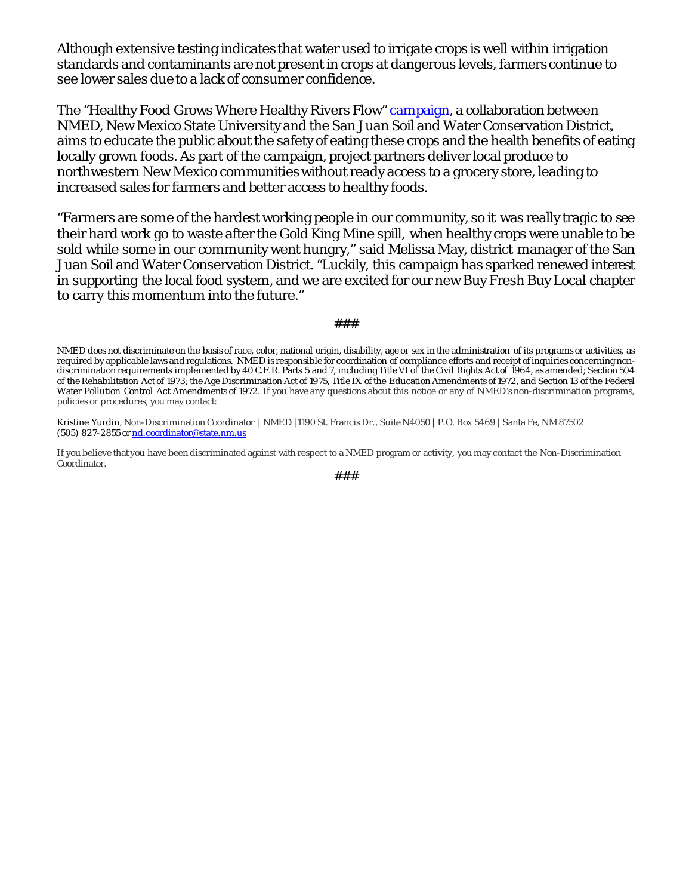Although extensive testing indicates that water used to irrigate crops is well within irrigation standards and contaminants are not present in crops at dangerous levels, farmers continue to see lower sales due to a lack of consumer confidence.

The "Healthy Food Grows Where Healthy Rivers Flow" [campaign](), a collaboration between NMED, New Mexico State University and the San Juan Soil and Water Conservation District, aims to educate the public about the safety of eating these crops and the health benefits of eating locally grown foods. As part of the campaign, project partners deliver local produce to northwestern New Mexico communities without ready access to a grocery store, leading to increased sales for farmers and better access to healthy foods.

"Farmers are some of the hardest working people in our community, so it was really tragic to see their hard work go to waste after the Gold King Mine spill, when healthy crops were unable to be sold while some in our community went hungry," said Melissa May, district manager of the San Juan Soil and Water Conservation District. "Luckily, this campaign has sparked renewed interest in supporting the local food system, and we are excited for our new Buy Fresh Buy Local chapter to carry this momentum into the future."

###

NMED does not discriminate on the basis of race, color, national origin, disability, age or sex in the administration of its programs or activities, as required by applicable laws and regulations. NMED is responsible for coordination of compliance efforts and receipt of inquiries concerning non-discrimination requirements implemented by 40 C.F.R. Parts 5 and 7, including Title VI of the Civil Rights Act of 1964, as amended; Section 504 of the Rehabilitation Act of 1973; the Age Discrimination Act of 1975, Title IX of the Education Amendments of 1972, and Section 13 of the Federal Water Pollution Control Act Amendments of 1972. If you have any questions about this notice or any of NMED's non-discrimination programs, policies or procedures, you may contact:

Kristine Yurdin, Non-Discrimination Coordinator | NMED | 1190 St. Francis Dr., Suite N4050 | P.O. Box 5469 | Santa Fe, NM 87502
(505) 827-2855 or [nd.coordinator@state.nm.us](mailto:nd.coordinator@state.nm.us)

If you believe that you have been discriminated against with respect to a NMED program or activity, you may contact the Non-Discrimination Coordinator.

###